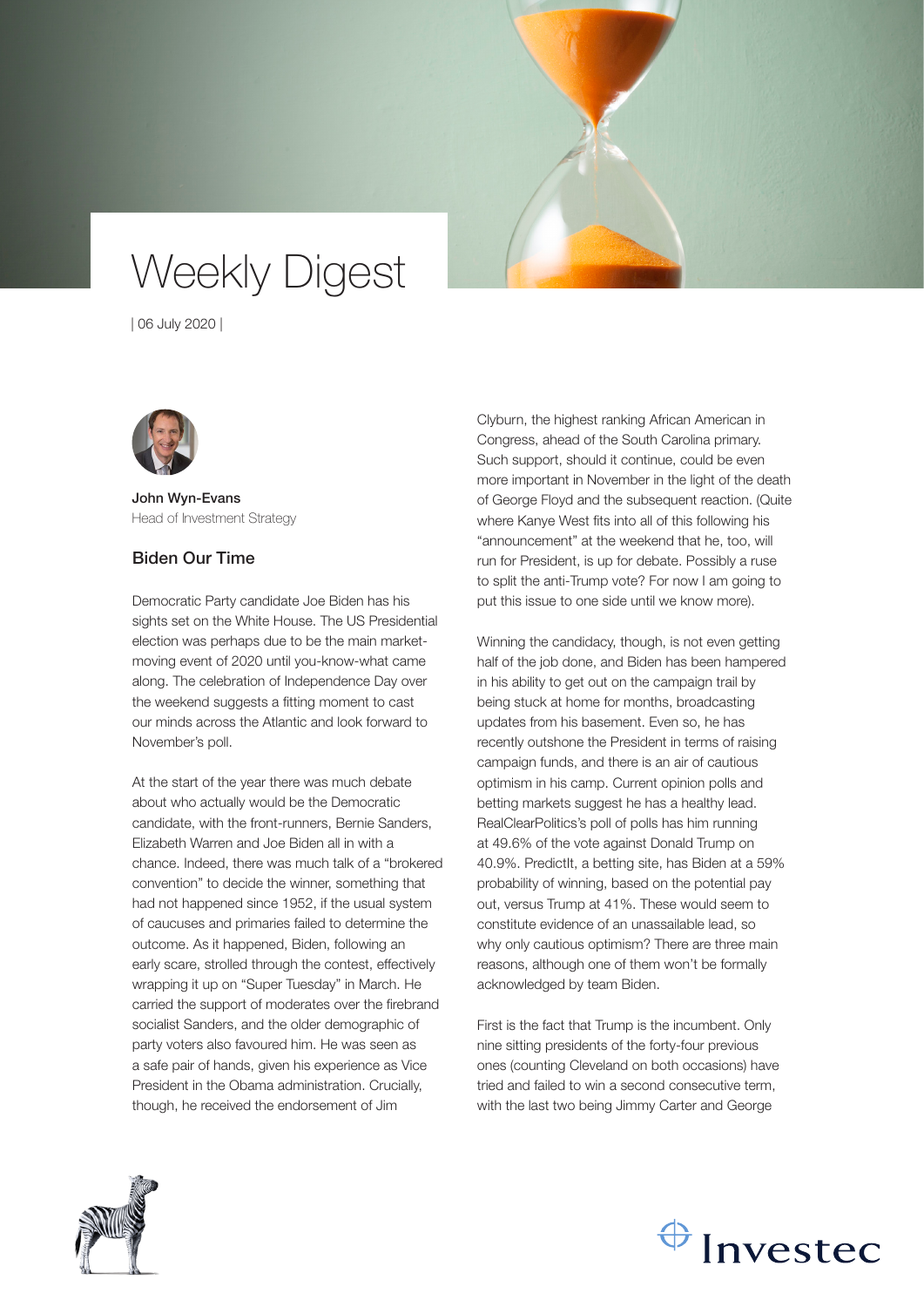# Weekly Digest

| 06 July 2020 |

John Wyn-Evans
Head of Investment Strategy

## Biden Our Time

Democratic Party candidate Joe Biden has his sights set on the White House. The US Presidential election was perhaps due to be the main market-moving event of 2020 until you-know-what came along. The celebration of Independence Day over the weekend suggests a fitting moment to cast our minds across the Atlantic and look forward to November's poll.

At the start of the year there was much debate about who actually would be the Democratic candidate, with the front-runners, Bernie Sanders, Elizabeth Warren and Joe Biden all in with a chance. Indeed, there was much talk of a "brokered convention" to decide the winner, something that had not happened since 1952, if the usual system of caucuses and primaries failed to determine the outcome. As it happened, Biden, following an early scare, strolled through the contest, effectively wrapping it up on "Super Tuesday" in March. He carried the support of moderates over the firebrand socialist Sanders, and the older demographic of party voters also favoured him. He was seen as a safe pair of hands, given his experience as Vice President in the Obama administration. Crucially, though, he received the endorsement of Jim Clyburn, the highest ranking African American in Congress, ahead of the South Carolina primary. Such support, should it continue, could be even more important in November in the light of the death of George Floyd and the subsequent reaction. (Quite where Kanye West fits into all of this following his "announcement" at the weekend that he, too, will run for President, is up for debate. Possibly a ruse to split the anti-Trump vote? For now I am going to put this issue to one side until we know more).

Winning the candidacy, though, is not even getting half of the job done, and Biden has been hampered in his ability to get out on the campaign trail by being stuck at home for months, broadcasting updates from his basement. Even so, he has recently outshone the President in terms of raising campaign funds, and there is an air of cautious optimism in his camp. Current opinion polls and betting markets suggest he has a healthy lead. RealClearPolitics's poll of polls has him running at 49.6% of the vote against Donald Trump on 40.9%. PredictIt, a betting site, has Biden at a 59% probability of winning, based on the potential pay out, versus Trump at 41%. These would seem to constitute evidence of an unassailable lead, so why only cautious optimism? There are three main reasons, although one of them won't be formally acknowledged by team Biden.

First is the fact that Trump is the incumbent. Only nine sitting presidents of the forty-four previous ones (counting Cleveland on both occasions) have tried and failed to win a second consecutive term, with the last two being Jimmy Carter and George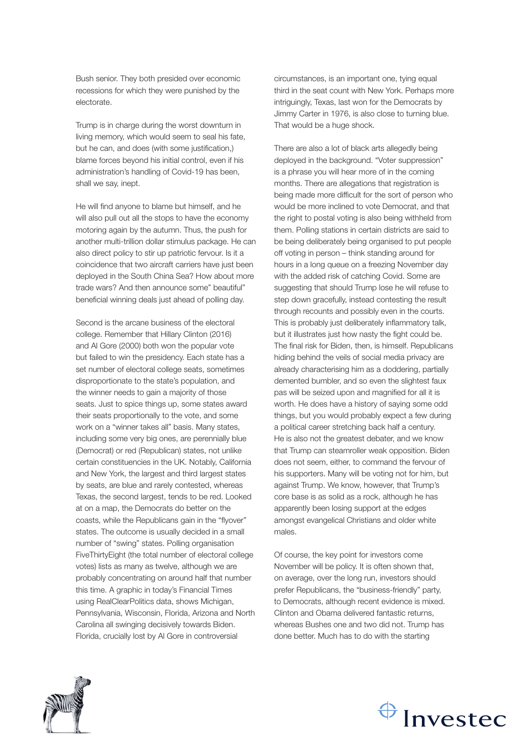Bush senior. They both presided over economic recessions for which they were punished by the electorate.

Trump is in charge during the worst downturn in living memory, which would seem to seal his fate, but he can, and does (with some justification,) blame forces beyond his initial control, even if his administration's handling of Covid-19 has been, shall we say, inept.

He will find anyone to blame but himself, and he will also pull out all the stops to have the economy motoring again by the autumn. Thus, the push for another multi-trillion dollar stimulus package. He can also direct policy to stir up patriotic fervour. Is it a coincidence that two aircraft carriers have just been deployed in the South China Sea? How about more trade wars? And then announce some" beautiful" beneficial winning deals just ahead of polling day.

Second is the arcane business of the electoral college. Remember that Hillary Clinton (2016) and Al Gore (2000) both won the popular vote but failed to win the presidency. Each state has a set number of electoral college seats, sometimes disproportionate to the state's population, and the winner needs to gain a majority of those seats. Just to spice things up, some states award their seats proportionally to the vote, and some work on a "winner takes all" basis. Many states, including some very big ones, are perennially blue (Democrat) or red (Republican) states, not unlike certain constituencies in the UK. Notably, California and New York, the largest and third largest states by seats, are blue and rarely contested, whereas Texas, the second largest, tends to be red. Looked at on a map, the Democrats do better on the coasts, while the Republicans gain in the "flyover" states. The outcome is usually decided in a small number of "swing" states. Polling organisation FiveThirtyEight (the total number of electoral college votes) lists as many as twelve, although we are probably concentrating on around half that number this time. A graphic in today's Financial Times using RealClearPolitics data, shows Michigan, Pennsylvania, Wisconsin, Florida, Arizona and North Carolina all swinging decisively towards Biden. Florida, crucially lost by Al Gore in controversial circumstances, is an important one, tying equal third in the seat count with New York. Perhaps more intriguingly, Texas, last won for the Democrats by Jimmy Carter in 1976, is also close to turning blue. That would be a huge shock.

There are also a lot of black arts allegedly being deployed in the background. "Voter suppression" is a phrase you will hear more of in the coming months. There are allegations that registration is being made more difficult for the sort of person who would be more inclined to vote Democrat, and that the right to postal voting is also being withheld from them. Polling stations in certain districts are said to be being deliberately being organised to put people off voting in person – think standing around for hours in a long queue on a freezing November day with the added risk of catching Covid. Some are suggesting that should Trump lose he will refuse to step down gracefully, instead contesting the result through recounts and possibly even in the courts. This is probably just deliberately inflammatory talk, but it illustrates just how nasty the fight could be. The final risk for Biden, then, is himself. Republicans hiding behind the veils of social media privacy are already characterising him as a doddering, partially demented bumbler, and so even the slightest faux pas will be seized upon and magnified for all it is worth. He does have a history of saying some odd things, but you would probably expect a few during a political career stretching back half a century. He is also not the greatest debater, and we know that Trump can steamroller weak opposition. Biden does not seem, either, to command the fervour of his supporters. Many will be voting not for him, but against Trump. We know, however, that Trump's core base is as solid as a rock, although he has apparently been losing support at the edges amongst evangelical Christians and older white males.

Of course, the key point for investors come November will be policy. It is often shown that, on average, over the long run, investors should prefer Republicans, the "business-friendly" party, to Democrats, although recent evidence is mixed. Clinton and Obama delivered fantastic returns, whereas Bushes one and two did not. Trump has done better. Much has to do with the starting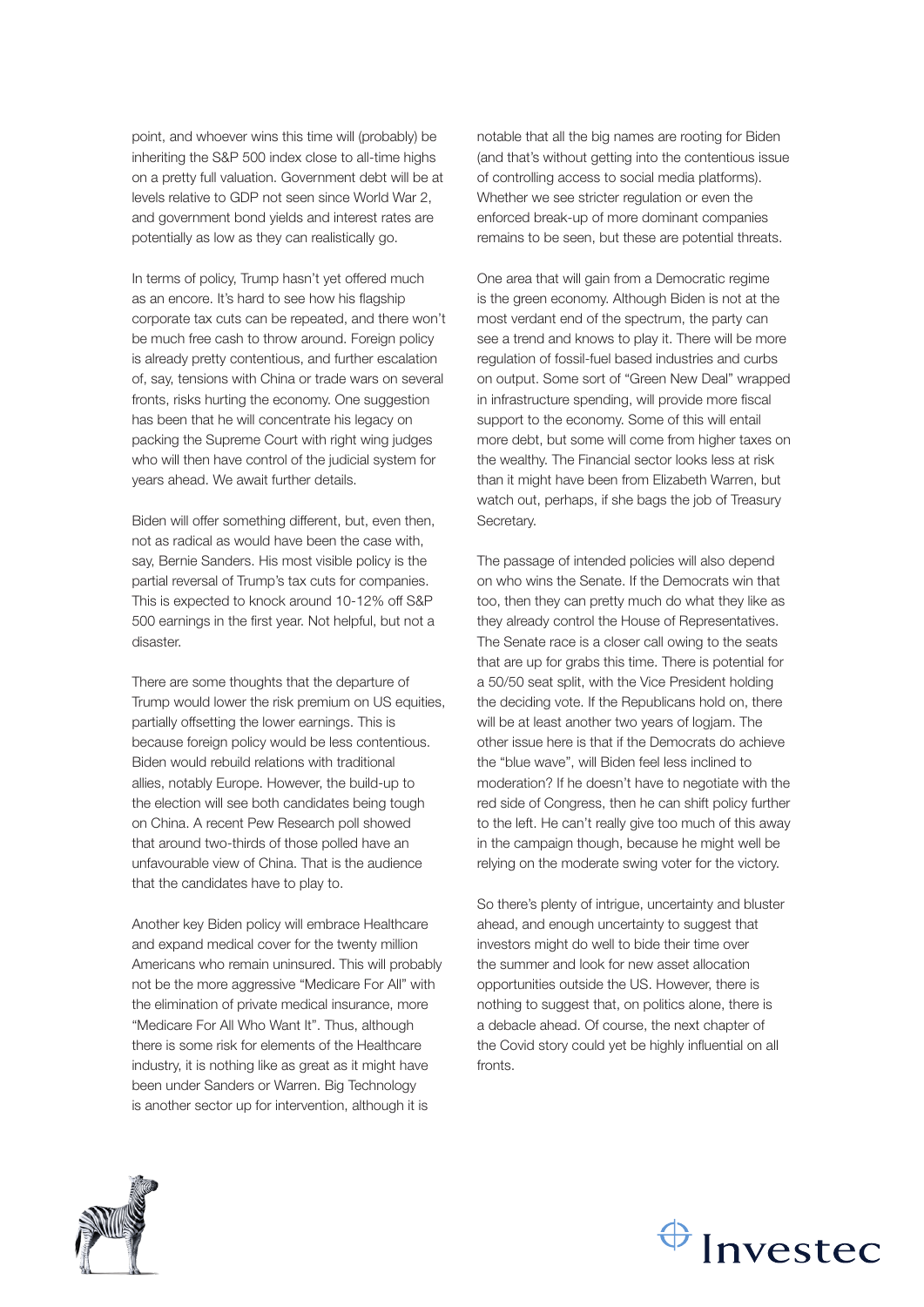point, and whoever wins this time will (probably) be inheriting the S&P 500 index close to all-time highs on a pretty full valuation. Government debt will be at levels relative to GDP not seen since World War 2, and government bond yields and interest rates are potentially as low as they can realistically go.

In terms of policy, Trump hasn't yet offered much as an encore. It's hard to see how his flagship corporate tax cuts can be repeated, and there won't be much free cash to throw around. Foreign policy is already pretty contentious, and further escalation of, say, tensions with China or trade wars on several fronts, risks hurting the economy. One suggestion has been that he will concentrate his legacy on packing the Supreme Court with right wing judges who will then have control of the judicial system for years ahead. We await further details.

Biden will offer something different, but, even then, not as radical as would have been the case with, say, Bernie Sanders. His most visible policy is the partial reversal of Trump's tax cuts for companies. This is expected to knock around 10-12% off S&P 500 earnings in the first year. Not helpful, but not a disaster.

There are some thoughts that the departure of Trump would lower the risk premium on US equities, partially offsetting the lower earnings. This is because foreign policy would be less contentious. Biden would rebuild relations with traditional allies, notably Europe. However, the build-up to the election will see both candidates being tough on China. A recent Pew Research poll showed that around two-thirds of those polled have an unfavourable view of China. That is the audience that the candidates have to play to.

Another key Biden policy will embrace Healthcare and expand medical cover for the twenty million Americans who remain uninsured. This will probably not be the more aggressive "Medicare For All" with the elimination of private medical insurance, more "Medicare For All Who Want It". Thus, although there is some risk for elements of the Healthcare industry, it is nothing like as great as it might have been under Sanders or Warren. Big Technology is another sector up for intervention, although it is notable that all the big names are rooting for Biden (and that's without getting into the contentious issue of controlling access to social media platforms). Whether we see stricter regulation or even the enforced break-up of more dominant companies remains to be seen, but these are potential threats.

One area that will gain from a Democratic regime is the green economy. Although Biden is not at the most verdant end of the spectrum, the party can see a trend and knows to play it. There will be more regulation of fossil-fuel based industries and curbs on output. Some sort of "Green New Deal" wrapped in infrastructure spending, will provide more fiscal support to the economy. Some of this will entail more debt, but some will come from higher taxes on the wealthy. The Financial sector looks less at risk than it might have been from Elizabeth Warren, but watch out, perhaps, if she bags the job of Treasury Secretary.

The passage of intended policies will also depend on who wins the Senate. If the Democrats win that too, then they can pretty much do what they like as they already control the House of Representatives. The Senate race is a closer call owing to the seats that are up for grabs this time. There is potential for a 50/50 seat split, with the Vice President holding the deciding vote. If the Republicans hold on, there will be at least another two years of logjam. The other issue here is that if the Democrats do achieve the "blue wave", will Biden feel less inclined to moderation? If he doesn't have to negotiate with the red side of Congress, then he can shift policy further to the left. He can't really give too much of this away in the campaign though, because he might well be relying on the moderate swing voter for the victory.

So there's plenty of intrigue, uncertainty and bluster ahead, and enough uncertainty to suggest that investors might do well to bide their time over the summer and look for new asset allocation opportunities outside the US. However, there is nothing to suggest that, on politics alone, there is a debacle ahead. Of course, the next chapter of the Covid story could yet be highly influential on all fronts.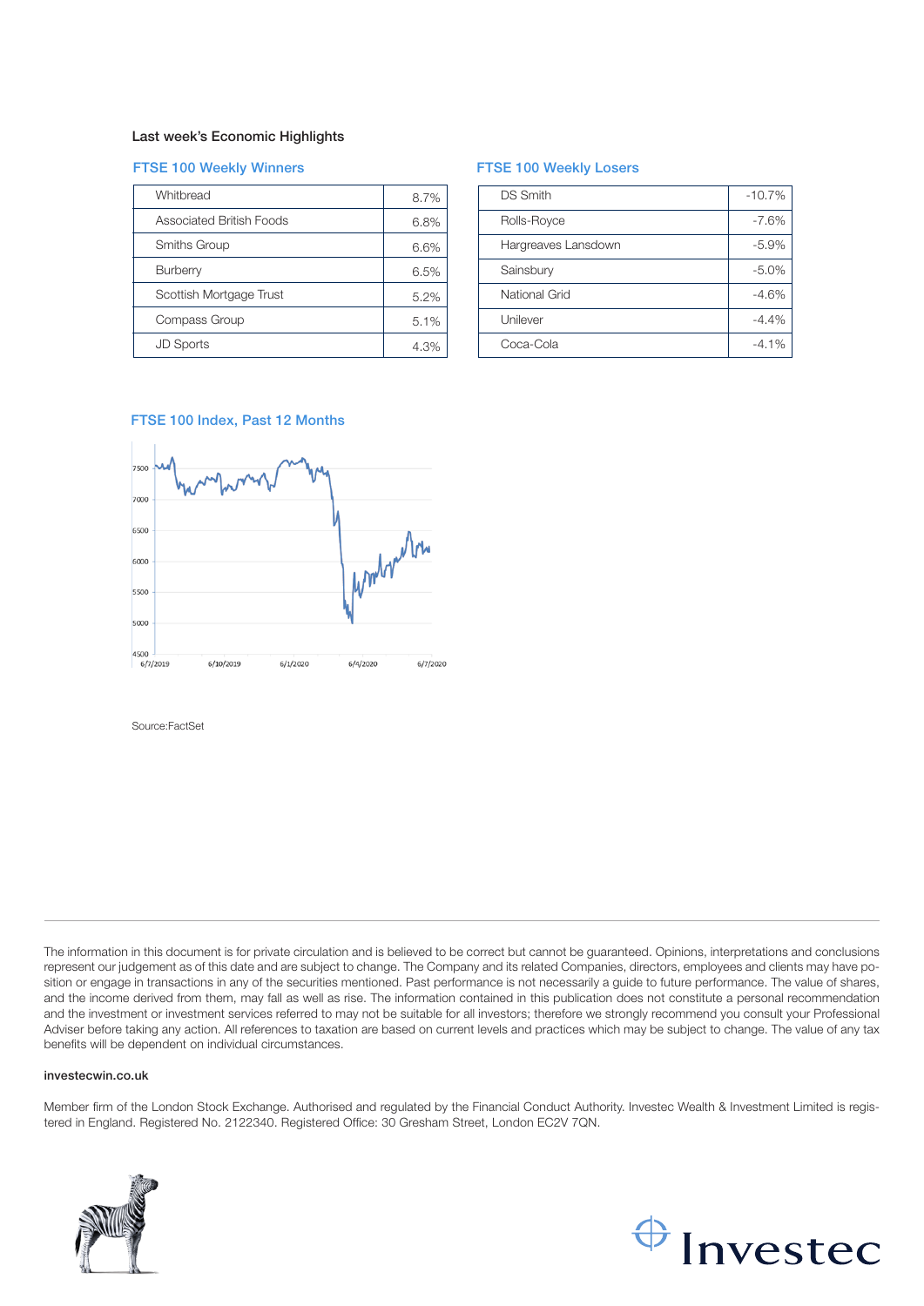## Last week's Economic Highlights

### FTSE 100 Weekly Winners

| | |
|---|---|
| Whitbread | 8.7% |
| Associated British Foods | 6.8% |
| Smiths Group | 6.6% |
| Burberry | 6.5% |
| Scottish Mortgage Trust | 5.2% |
| Compass Group | 5.1% |
| JD Sports | 4.3% |

### FTSE 100 Weekly Losers

| | |
|---|---|
| DS Smith | -10.7% |
| Rolls-Royce | -7.6% |
| Hargreaves Lansdown | -5.9% |
| Sainsbury | -5.0% |
| National Grid | -4.6% |
| Unilever | -4.4% |
| Coca-Cola | -4.1% |

### FTSE 100 Index, Past 12 Months

7500
7000
6500
6000
5500
5000
4500

6/7/2019 6/10/2019 6/1/2020 6/4/2020 6/7/2020

Source:FactSet

---

The information in this document is for private circulation and is believed to be correct but cannot be guaranteed. Opinions, interpretations and conclusions represent our judgement as of this date and are subject to change. The Company and its related Companies, directors, employees and clients may have position or engage in transactions in any of the securities mentioned. Past performance is not necessarily a guide to future performance. The value of shares, and the income derived from them, may fall as well as rise. The information contained in this publication does not constitute a personal recommendation and the investment or investment services referred to may not be suitable for all investors; therefore we strongly recommend you consult your Professional Adviser before taking any action. All references to taxation are based on current levels and practices which may be subject to change. The value of any tax benefits will be dependent on individual circumstances.

**investecwin.co.uk**

Member firm of the London Stock Exchange. Authorised and regulated by the Financial Conduct Authority. Investec Wealth & Investment Limited is registered in England. Registered No. 2122340. Registered Office: 30 Gresham Street, London EC2V 7QN.

Investec